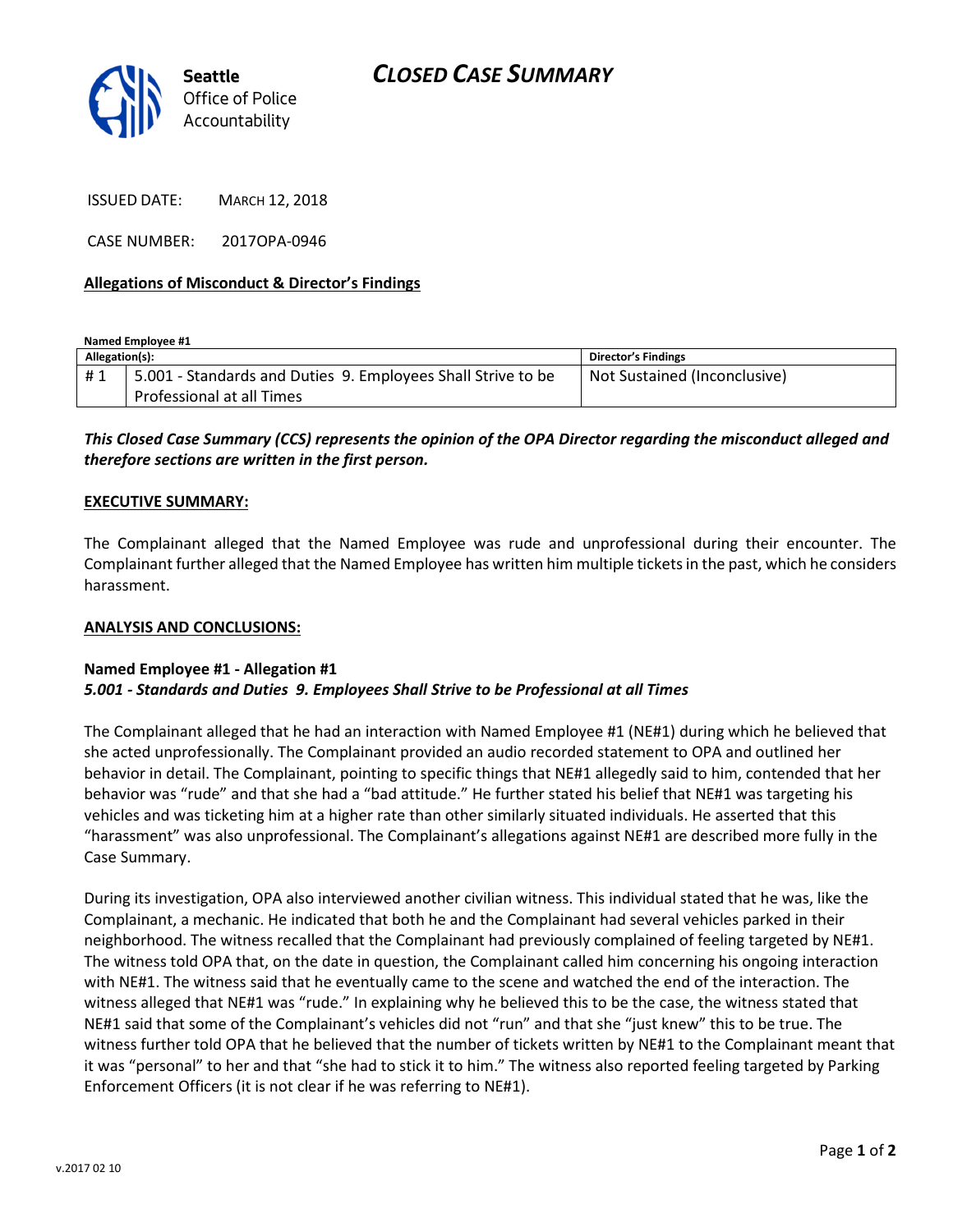# CLOSED CASE SUMMARY

**Seattle** Office of Police Accountability

ISSUED DATE: MARCH 12, 2018

CASE NUMBER: 2017OPA-0946

**Allegations of Misconduct & Director's Findings**

**Named Employee #1**

| Allegation(s): | | Director's Findings |
|---|---|---|
| # 1 | 5.001 - Standards and Duties 9. Employees Shall Strive to be Professional at all Times | Not Sustained (Inconclusive) |

***This Closed Case Summary (CCS) represents the opinion of the OPA Director regarding the misconduct alleged and therefore sections are written in the first person.***

**EXECUTIVE SUMMARY:**

The Complainant alleged that the Named Employee was rude and unprofessional during their encounter. The Complainant further alleged that the Named Employee has written him multiple tickets in the past, which he considers harassment.

**ANALYSIS AND CONCLUSIONS:**

**Named Employee #1 - Allegation #1**
***5.001 - Standards and Duties 9. Employees Shall Strive to be Professional at all Times***

The Complainant alleged that he had an interaction with Named Employee #1 (NE#1) during which he believed that she acted unprofessionally. The Complainant provided an audio recorded statement to OPA and outlined her behavior in detail. The Complainant, pointing to specific things that NE#1 allegedly said to him, contended that her behavior was "rude" and that she had a "bad attitude." He further stated his belief that NE#1 was targeting his vehicles and was ticketing him at a higher rate than other similarly situated individuals. He asserted that this "harassment" was also unprofessional. The Complainant's allegations against NE#1 are described more fully in the Case Summary.

During its investigation, OPA also interviewed another civilian witness. This individual stated that he was, like the Complainant, a mechanic. He indicated that both he and the Complainant had several vehicles parked in their neighborhood. The witness recalled that the Complainant had previously complained of feeling targeted by NE#1. The witness told OPA that, on the date in question, the Complainant called him concerning his ongoing interaction with NE#1. The witness said that he eventually came to the scene and watched the end of the interaction. The witness alleged that NE#1 was "rude." In explaining why he believed this to be the case, the witness stated that NE#1 said that some of the Complainant's vehicles did not "run" and that she "just knew" this to be true. The witness further told OPA that he believed that the number of tickets written by NE#1 to the Complainant meant that it was "personal" to her and that "she had to stick it to him." The witness also reported feeling targeted by Parking Enforcement Officers (it is not clear if he was referring to NE#1).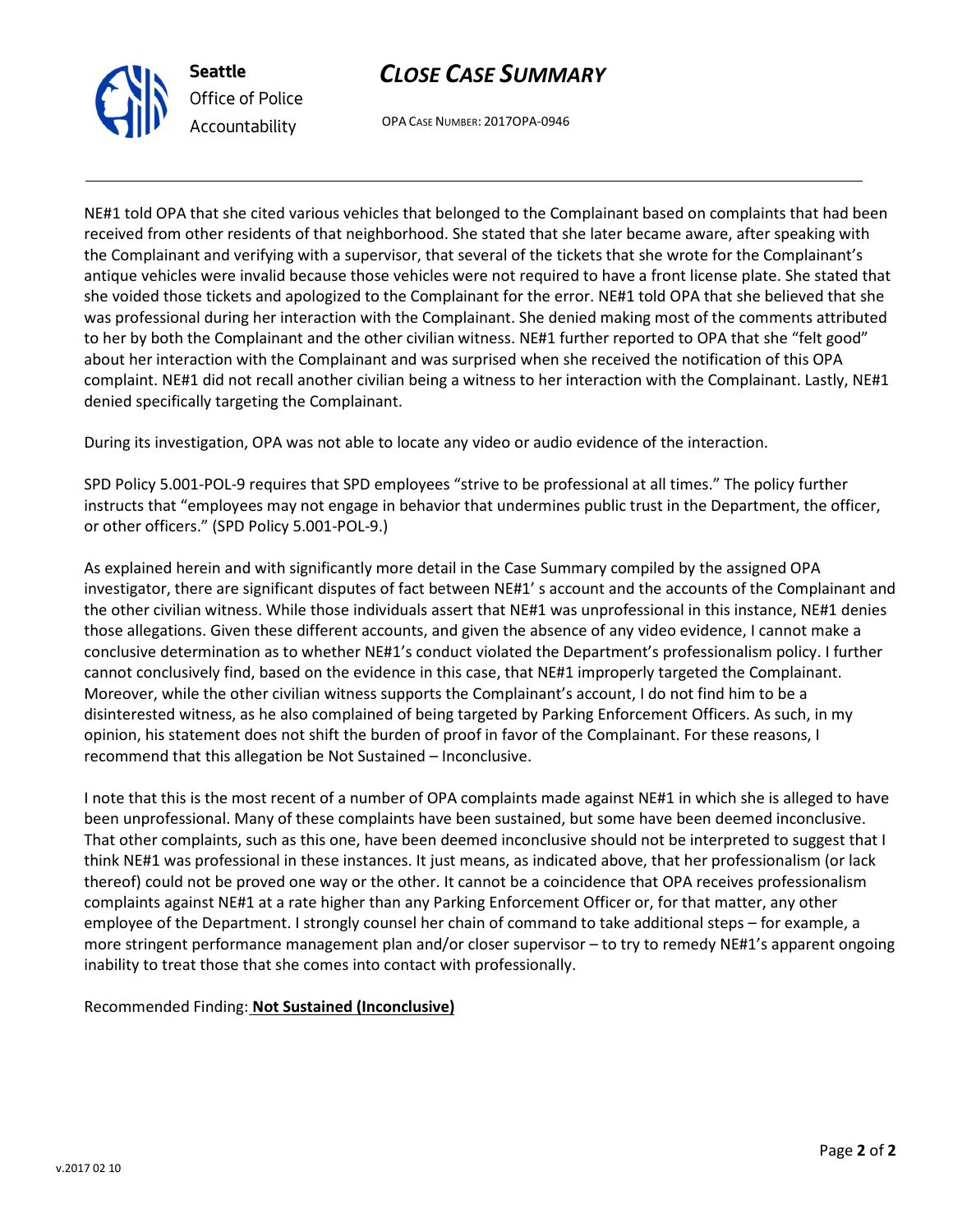NE#1 told OPA that she cited various vehicles that belonged to the Complainant based on complaints that had been received from other residents of that neighborhood. She stated that she later became aware, after speaking with the Complainant and verifying with a supervisor, that several of the tickets that she wrote for the Complainant's antique vehicles were invalid because those vehicles were not required to have a front license plate. She stated that she voided those tickets and apologized to the Complainant for the error. NE#1 told OPA that she believed that she was professional during her interaction with the Complainant. She denied making most of the comments attributed to her by both the Complainant and the other civilian witness. NE#1 further reported to OPA that she "felt good" about her interaction with the Complainant and was surprised when she received the notification of this OPA complaint. NE#1 did not recall another civilian being a witness to her interaction with the Complainant. Lastly, NE#1 denied specifically targeting the Complainant.

During its investigation, OPA was not able to locate any video or audio evidence of the interaction.

SPD Policy 5.001-POL-9 requires that SPD employees "strive to be professional at all times." The policy further instructs that "employees may not engage in behavior that undermines public trust in the Department, the officer, or other officers." (SPD Policy 5.001-POL-9.)

As explained herein and with significantly more detail in the Case Summary compiled by the assigned OPA investigator, there are significant disputes of fact between NE#1' s account and the accounts of the Complainant and the other civilian witness. While those individuals assert that NE#1 was unprofessional in this instance, NE#1 denies those allegations. Given these different accounts, and given the absence of any video evidence, I cannot make a conclusive determination as to whether NE#1's conduct violated the Department's professionalism policy. I further cannot conclusively find, based on the evidence in this case, that NE#1 improperly targeted the Complainant. Moreover, while the other civilian witness supports the Complainant's account, I do not find him to be a disinterested witness, as he also complained of being targeted by Parking Enforcement Officers. As such, in my opinion, his statement does not shift the burden of proof in favor of the Complainant. For these reasons, I recommend that this allegation be Not Sustained – Inconclusive.

I note that this is the most recent of a number of OPA complaints made against NE#1 in which she is alleged to have been unprofessional. Many of these complaints have been sustained, but some have been deemed inconclusive. That other complaints, such as this one, have been deemed inconclusive should not be interpreted to suggest that I think NE#1 was professional in these instances. It just means, as indicated above, that her professionalism (or lack thereof) could not be proved one way or the other. It cannot be a coincidence that OPA receives professionalism complaints against NE#1 at a rate higher than any Parking Enforcement Officer or, for that matter, any other employee of the Department. I strongly counsel her chain of command to take additional steps – for example, a more stringent performance management plan and/or closer supervisor – to try to remedy NE#1's apparent ongoing inability to treat those that she comes into contact with professionally.

Recommended Finding: **Not Sustained (Inconclusive)**